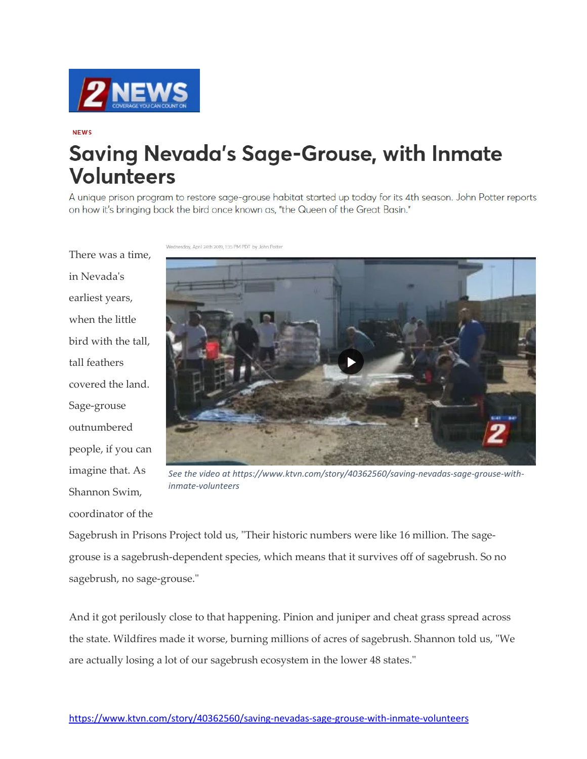2 NEWS
COVERAGE YOU CAN COUNT ON

NEWS

# Saving Nevada's Sage-Grouse, with Inmate Volunteers

A unique prison program to restore sage-grouse habitat started up today for its 4th season. John Potter reports on how it's bringing back the bird once known as, "the Queen of the Great Basin."

Wednesday, April 24th 2019, 1:35 PM PDT by John Potter

*See the video at https://www.ktvn.com/story/40362560/saving-nevadas-sage-grouse-with-inmate-volunteers*

There was a time, in Nevada's earliest years, when the little bird with the tall, tall feathers covered the land. Sage-grouse outnumbered people, if you can imagine that. As Shannon Swim, coordinator of the Sagebrush in Prisons Project told us, "Their historic numbers were like 16 million. The sage-grouse is a sagebrush-dependent species, which means that it survives off of sagebrush. So no sagebrush, no sage-grouse."

And it got perilously close to that happening. Pinion and juniper and cheat grass spread across the state. Wildfires made it worse, burning millions of acres of sagebrush. Shannon told us, "We are actually losing a lot of our sagebrush ecosystem in the lower 48 states."

https://www.ktvn.com/story/40362560/saving-nevadas-sage-grouse-with-inmate-volunteers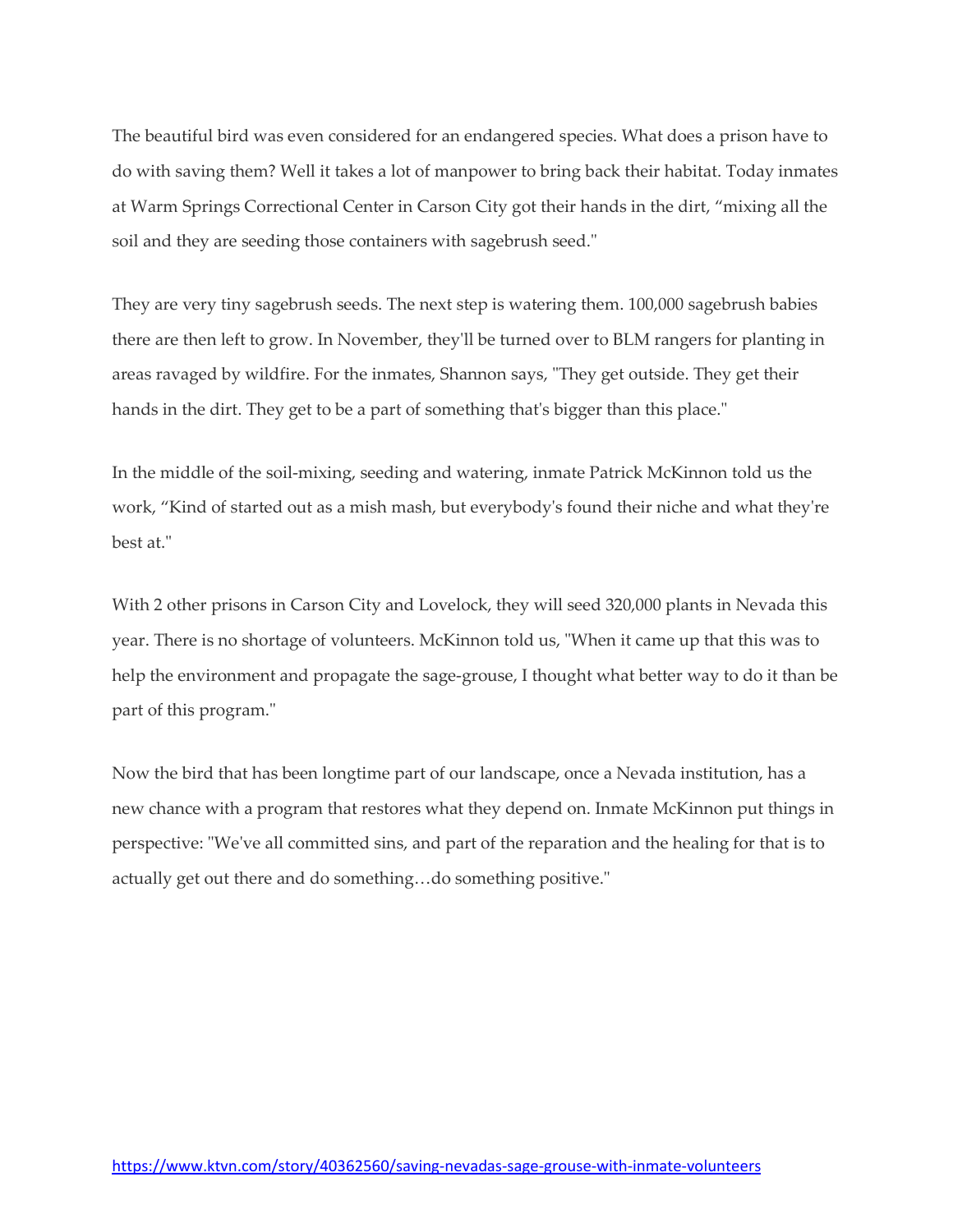The beautiful bird was even considered for an endangered species. What does a prison have to do with saving them? Well it takes a lot of manpower to bring back their habitat. Today inmates at Warm Springs Correctional Center in Carson City got their hands in the dirt, "mixing all the soil and they are seeding those containers with sagebrush seed."

They are very tiny sagebrush seeds. The next step is watering them. 100,000 sagebrush babies there are then left to grow. In November, they'll be turned over to BLM rangers for planting in areas ravaged by wildfire. For the inmates, Shannon says, "They get outside. They get their hands in the dirt. They get to be a part of something that's bigger than this place."

In the middle of the soil-mixing, seeding and watering, inmate Patrick McKinnon told us the work, "Kind of started out as a mish mash, but everybody's found their niche and what they're best at."

With 2 other prisons in Carson City and Lovelock, they will seed 320,000 plants in Nevada this year. There is no shortage of volunteers. McKinnon told us, "When it came up that this was to help the environment and propagate the sage-grouse, I thought what better way to do it than be part of this program."

Now the bird that has been longtime part of our landscape, once a Nevada institution, has a new chance with a program that restores what they depend on. Inmate McKinnon put things in perspective: "We've all committed sins, and part of the reparation and the healing for that is to actually get out there and do something…do something positive."

https://www.ktvn.com/story/40362560/saving-nevadas-sage-grouse-with-inmate-volunteers